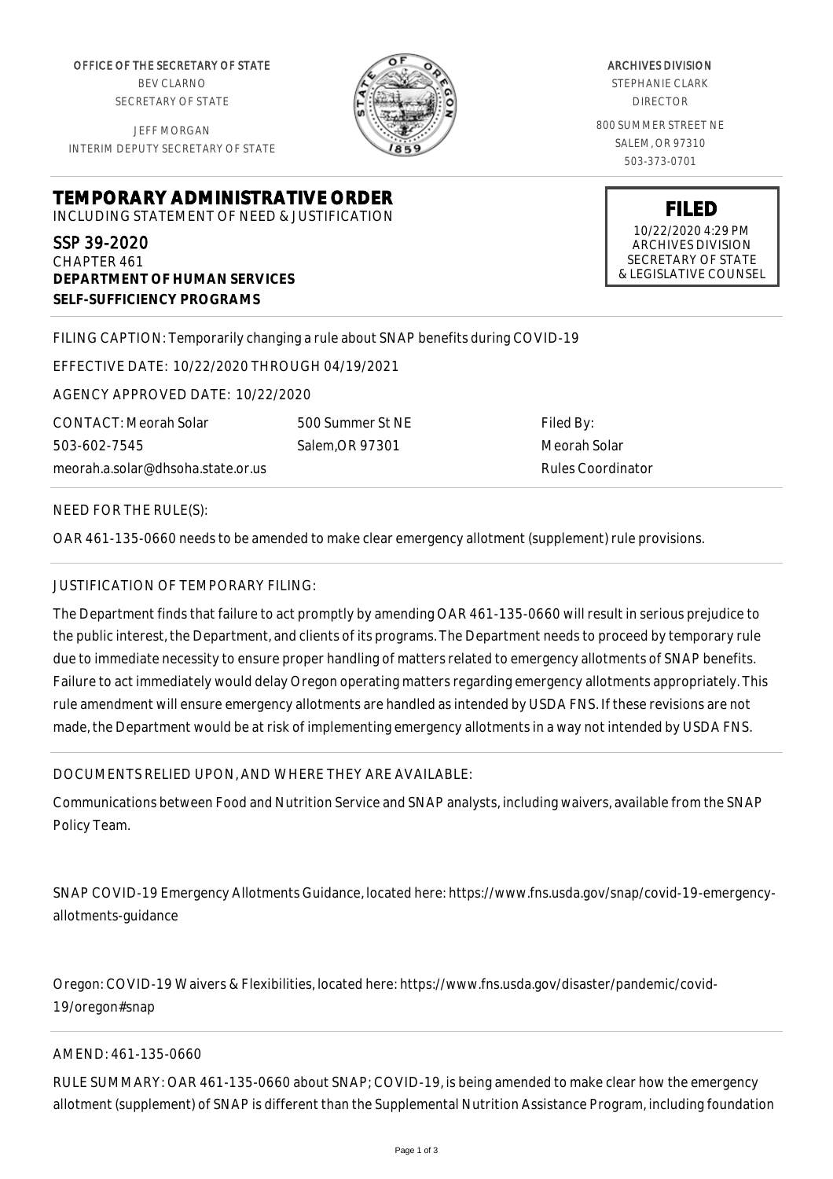OFFICE OF THE SECRETARY OF STATE
BEV CLARNO
SECRETARY OF STATE

JEFF MORGAN
INTERIM DEPUTY SECRETARY OF STATE

ARCHIVES DIVISION
STEPHANIE CLARK
DIRECTOR

800 SUMMER STREET NE
SALEM, OR 97310
503-373-0701

# TEMPORARY ADMINISTRATIVE ORDER

INCLUDING STATEMENT OF NEED & JUSTIFICATION

**FILED**
10/22/2020 4:29 PM
ARCHIVES DIVISION
SECRETARY OF STATE
& LEGISLATIVE COUNSEL

SSP 39-2020
CHAPTER 461
**DEPARTMENT OF HUMAN SERVICES**
**SELF-SUFFICIENCY PROGRAMS**

FILING CAPTION: Temporarily changing a rule about SNAP benefits during COVID-19

EFFECTIVE DATE: 10/22/2020 THROUGH 04/19/2021

AGENCY APPROVED DATE: 10/22/2020

CONTACT: Meorah Solar
503-602-7545
meorah.a.solar@dhsoha.state.or.us

500 Summer St NE
Salem,OR 97301

Filed By:
Meorah Solar
Rules Coordinator

NEED FOR THE RULE(S):

OAR 461-135-0660 needs to be amended to make clear emergency allotment (supplement) rule provisions.

JUSTIFICATION OF TEMPORARY FILING:

The Department finds that failure to act promptly by amending OAR 461-135-0660 will result in serious prejudice to the public interest, the Department, and clients of its programs. The Department needs to proceed by temporary rule due to immediate necessity to ensure proper handling of matters related to emergency allotments of SNAP benefits. Failure to act immediately would delay Oregon operating matters regarding emergency allotments appropriately. This rule amendment will ensure emergency allotments are handled as intended by USDA FNS. If these revisions are not made, the Department would be at risk of implementing emergency allotments in a way not intended by USDA FNS.

DOCUMENTS RELIED UPON, AND WHERE THEY ARE AVAILABLE:

Communications between Food and Nutrition Service and SNAP analysts, including waivers, available from the SNAP Policy Team.

SNAP COVID-19 Emergency Allotments Guidance, located here: https://www.fns.usda.gov/snap/covid-19-emergency-allotments-guidance

Oregon: COVID-19 Waivers & Flexibilities, located here: https://www.fns.usda.gov/disaster/pandemic/covid-19/oregon#snap

AMEND: 461-135-0660

RULE SUMMARY: OAR 461-135-0660 about SNAP; COVID-19, is being amended to make clear how the emergency allotment (supplement) of SNAP is different than the Supplemental Nutrition Assistance Program, including foundation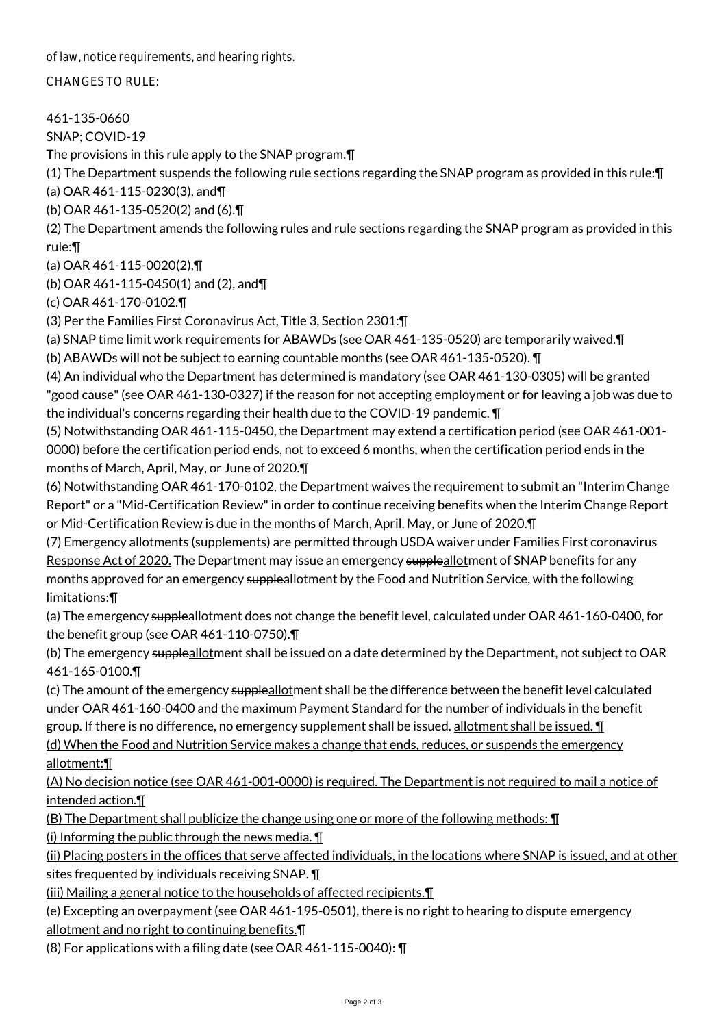of law, notice requirements, and hearing rights.

CHANGES TO RULE:

461-135-0660

SNAP; COVID-19

The provisions in this rule apply to the SNAP program.¶

(1) The Department suspends the following rule sections regarding the SNAP program as provided in this rule:¶

(a) OAR 461-115-0230(3), and¶

(b) OAR 461-135-0520(2) and (6).¶

(2) The Department amends the following rules and rule sections regarding the SNAP program as provided in this rule:¶

(a) OAR 461-115-0020(2),¶

(b) OAR 461-115-0450(1) and (2), and¶

(c) OAR 461-170-0102.¶

(3) Per the Families First Coronavirus Act, Title 3, Section 2301:¶

(a) SNAP time limit work requirements for ABAWDs (see OAR 461-135-0520) are temporarily waived.¶

(b) ABAWDs will not be subject to earning countable months (see OAR 461-135-0520). ¶

(4) An individual who the Department has determined is mandatory (see OAR 461-130-0305) will be granted "good cause" (see OAR 461-130-0327) if the reason for not accepting employment or for leaving a job was due to the individual's concerns regarding their health due to the COVID-19 pandemic. ¶

(5) Notwithstanding OAR 461-115-0450, the Department may extend a certification period (see OAR 461-001-0000) before the certification period ends, not to exceed 6 months, when the certification period ends in the months of March, April, May, or June of 2020.¶

(6) Notwithstanding OAR 461-170-0102, the Department waives the requirement to submit an "Interim Change Report" or a "Mid-Certification Review" in order to continue receiving benefits when the Interim Change Report or Mid-Certification Review is due in the months of March, April, May, or June of 2020.¶

(7) Emergency allotments (supplements) are permitted through USDA waiver under Families First coronavirus Response Act of 2020. The Department may issue an emergency ~~supple~~allotment of SNAP benefits for any months approved for an emergency ~~supple~~allotment by the Food and Nutrition Service, with the following limitations:¶

(a) The emergency ~~supple~~allotment does not change the benefit level, calculated under OAR 461-160-0400, for the benefit group (see OAR 461-110-0750).¶

(b) The emergency ~~supple~~allotment shall be issued on a date determined by the Department, not subject to OAR 461-165-0100.¶

(c) The amount of the emergency ~~supple~~allotment shall be the difference between the benefit level calculated under OAR 461-160-0400 and the maximum Payment Standard for the number of individuals in the benefit group. If there is no difference, no emergency ~~supplement shall be issued.~~ allotment shall be issued. ¶

(d) When the Food and Nutrition Service makes a change that ends, reduces, or suspends the emergency allotment:¶

(A) No decision notice (see OAR 461-001-0000) is required. The Department is not required to mail a notice of intended action.¶

(B) The Department shall publicize the change using one or more of the following methods: ¶

(i) Informing the public through the news media. ¶

(ii) Placing posters in the offices that serve affected individuals, in the locations where SNAP is issued, and at other sites frequented by individuals receiving SNAP. ¶

(iii) Mailing a general notice to the households of affected recipients.¶

(e) Excepting an overpayment (see OAR 461-195-0501), there is no right to hearing to dispute emergency allotment and no right to continuing benefits.¶

(8) For applications with a filing date (see OAR 461-115-0040): ¶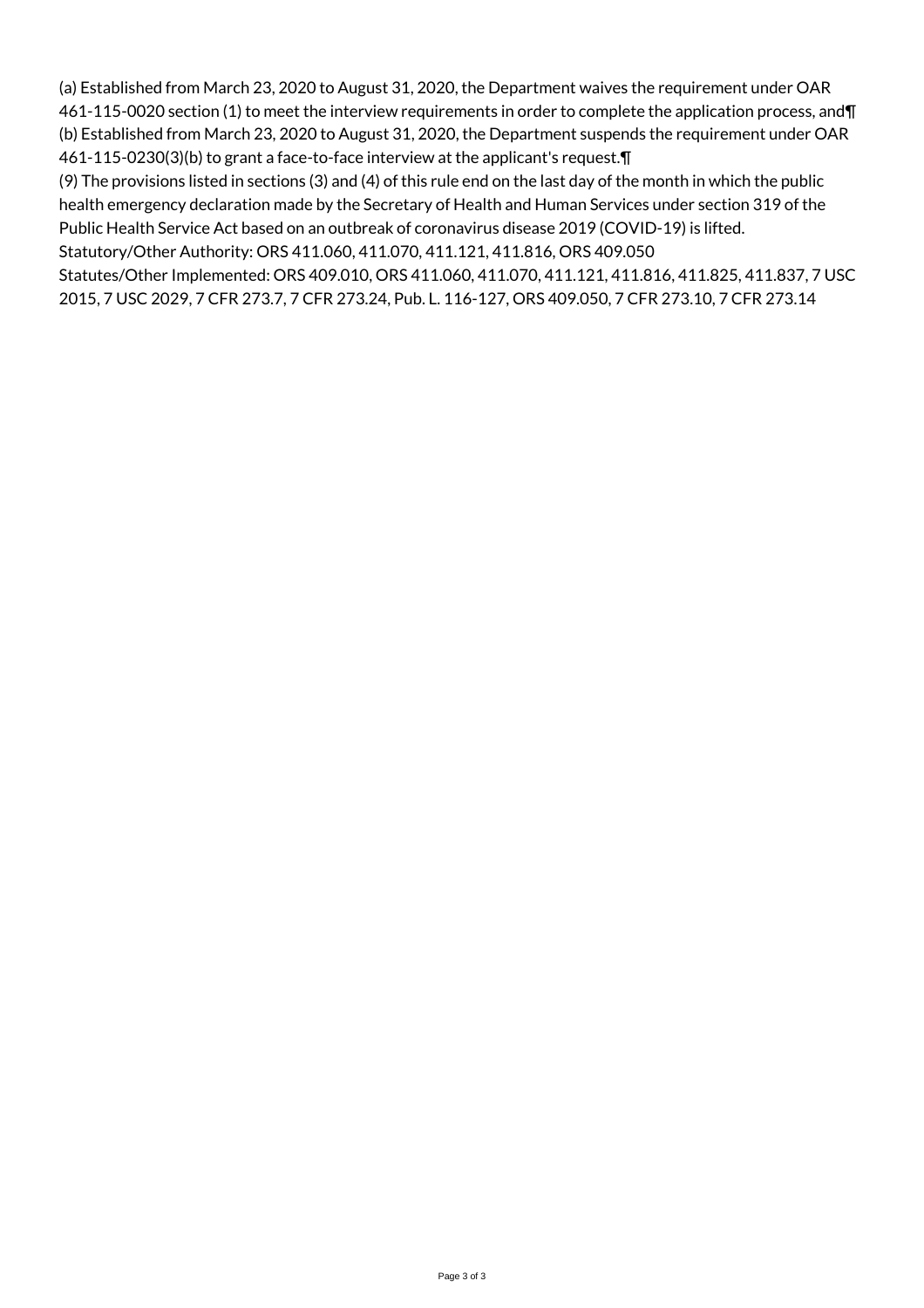(a) Established from March 23, 2020 to August 31, 2020, the Department waives the requirement under OAR 461-115-0020 section (1) to meet the interview requirements in order to complete the application process, and¶
(b) Established from March 23, 2020 to August 31, 2020, the Department suspends the requirement under OAR 461-115-0230(3)(b) to grant a face-to-face interview at the applicant's request.¶
(9) The provisions listed in sections (3) and (4) of this rule end on the last day of the month in which the public health emergency declaration made by the Secretary of Health and Human Services under section 319 of the Public Health Service Act based on an outbreak of coronavirus disease 2019 (COVID-19) is lifted.
Statutory/Other Authority: ORS 411.060, 411.070, 411.121, 411.816, ORS 409.050
Statutes/Other Implemented: ORS 409.010, ORS 411.060, 411.070, 411.121, 411.816, 411.825, 411.837, 7 USC 2015, 7 USC 2029, 7 CFR 273.7, 7 CFR 273.24, Pub. L. 116-127, ORS 409.050, 7 CFR 273.10, 7 CFR 273.14